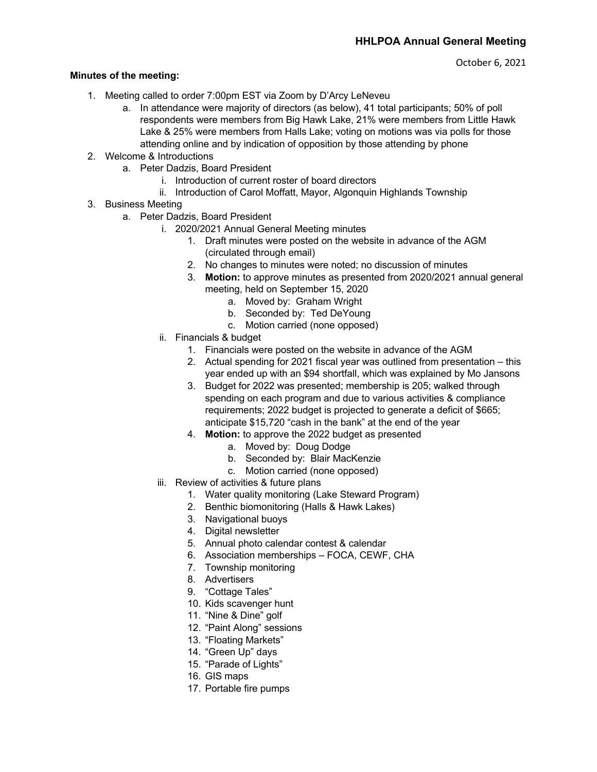# HHLPOA Annual General Meeting

October 6, 2021

**Minutes of the meeting:**

1. Meeting called to order 7:00pm EST via Zoom by D'Arcy LeNeveu
    a. In attendance were majority of directors (as below), 41 total participants; 50% of poll respondents were members from Big Hawk Lake, 21% were members from Little Hawk Lake & 25% were members from Halls Lake; voting on motions was via polls for those attending online and by indication of opposition by those attending by phone
2. Welcome & Introductions
    a. Peter Dadzis, Board President
        i. Introduction of current roster of board directors
        ii. Introduction of Carol Moffatt, Mayor, Algonquin Highlands Township
3. Business Meeting
    a. Peter Dadzis, Board President
        i. 2020/2021 Annual General Meeting minutes
            1. Draft minutes were posted on the website in advance of the AGM (circulated through email)
            2. No changes to minutes were noted; no discussion of minutes
            3. **Motion:** to approve minutes as presented from 2020/2021 annual general meeting, held on September 15, 2020
                a. Moved by: Graham Wright
                b. Seconded by: Ted DeYoung
                c. Motion carried (none opposed)
        ii. Financials & budget
            1. Financials were posted on the website in advance of the AGM
            2. Actual spending for 2021 fiscal year was outlined from presentation – this year ended up with an $94 shortfall, which was explained by Mo Jansons
            3. Budget for 2022 was presented; membership is 205; walked through spending on each program and due to various activities & compliance requirements; 2022 budget is projected to generate a deficit of $665; anticipate $15,720 "cash in the bank" at the end of the year
            4. **Motion:** to approve the 2022 budget as presented
                a. Moved by: Doug Dodge
                b. Seconded by: Blair MacKenzie
                c. Motion carried (none opposed)
        iii. Review of activities & future plans
            1. Water quality monitoring (Lake Steward Program)
            2. Benthic biomonitoring (Halls & Hawk Lakes)
            3. Navigational buoys
            4. Digital newsletter
            5. Annual photo calendar contest & calendar
            6. Association memberships – FOCA, CEWF, CHA
            7. Township monitoring
            8. Advertisers
            9. "Cottage Tales"
            10. Kids scavenger hunt
            11. "Nine & Dine" golf
            12. "Paint Along" sessions
            13. "Floating Markets"
            14. "Green Up" days
            15. "Parade of Lights"
            16. GIS maps
            17. Portable fire pumps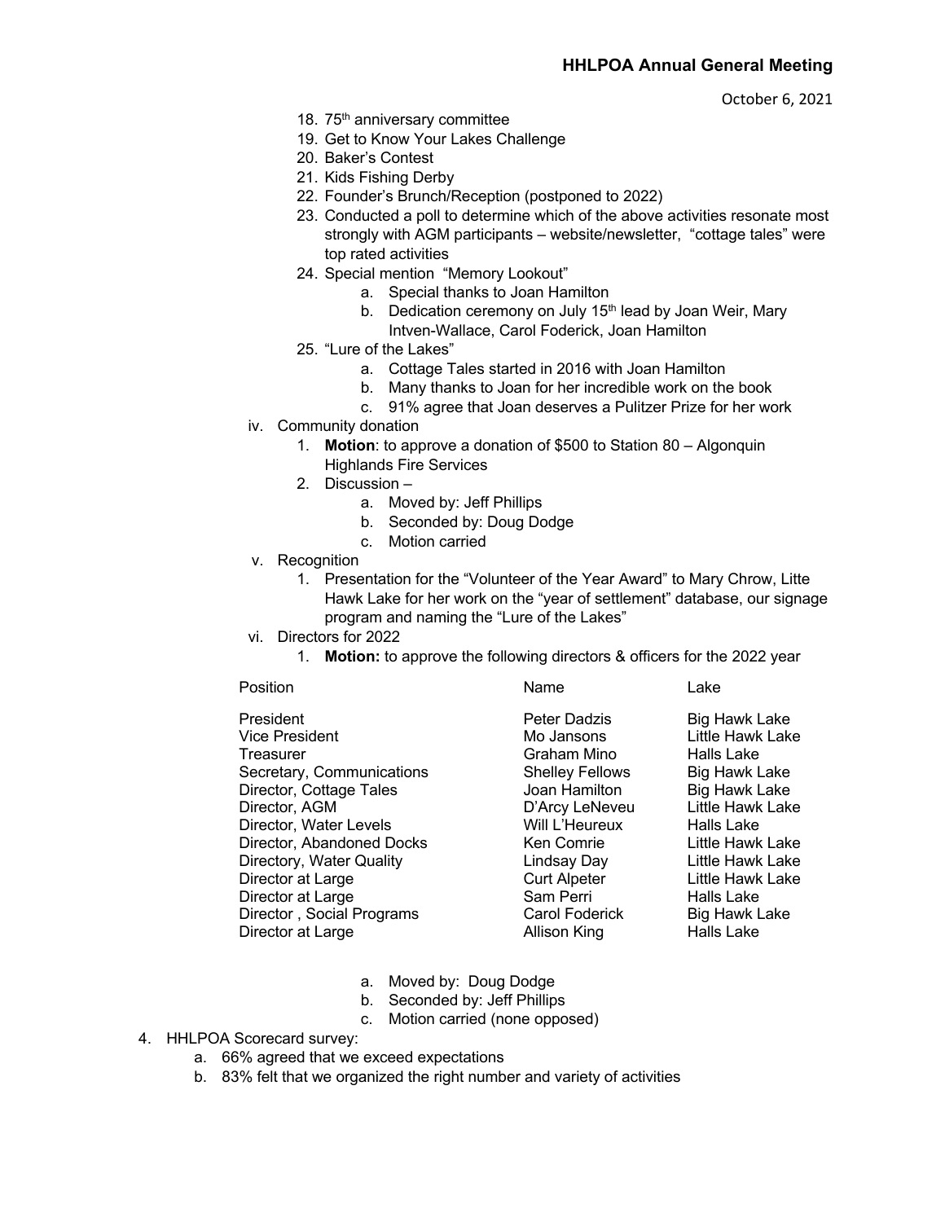18. 75th anniversary committee
19. Get to Know Your Lakes Challenge
20. Baker's Contest
21. Kids Fishing Derby
22. Founder's Brunch/Reception (postponed to 2022)
23. Conducted a poll to determine which of the above activities resonate most strongly with AGM participants – website/newsletter, "cottage tales" were top rated activities
24. Special mention "Memory Lookout"
    a. Special thanks to Joan Hamilton
    b. Dedication ceremony on July 15th lead by Joan Weir, Mary Intven-Wallace, Carol Foderick, Joan Hamilton
25. "Lure of the Lakes"
    a. Cottage Tales started in 2016 with Joan Hamilton
    b. Many thanks to Joan for her incredible work on the book
    c. 91% agree that Joan deserves a Pulitzer Prize for her work

iv. Community donation
   1. **Motion**: to approve a donation of $500 to Station 80 – Algonquin Highlands Fire Services
   2. Discussion –
      a. Moved by: Jeff Phillips
      b. Seconded by: Doug Dodge
      c. Motion carried

v. Recognition
   1. Presentation for the "Volunteer of the Year Award" to Mary Chrow, Litte Hawk Lake for her work on the "year of settlement" database, our signage program and naming the "Lure of the Lakes"

vi. Directors for 2022
   1. **Motion:** to approve the following directors & officers for the 2022 year

| Position | Name | Lake |
|---|---|---|
| President | Peter Dadzis | Big Hawk Lake |
| Vice President | Mo Jansons | Little Hawk Lake |
| Treasurer | Graham Mino | Halls Lake |
| Secretary, Communications | Shelley Fellows | Big Hawk Lake |
| Director, Cottage Tales | Joan Hamilton | Big Hawk Lake |
| Director, AGM | D'Arcy LeNeveu | Little Hawk Lake |
| Director, Water Levels | Will L'Heureux | Halls Lake |
| Director, Abandoned Docks | Ken Comrie | Little Hawk Lake |
| Directory, Water Quality | Lindsay Day | Little Hawk Lake |
| Director at Large | Curt Alpeter | Little Hawk Lake |
| Director at Large | Sam Perri | Halls Lake |
| Director , Social Programs | Carol Foderick | Big Hawk Lake |
| Director at Large | Allison King | Halls Lake |

      a. Moved by: Doug Dodge
      b. Seconded by: Jeff Phillips
      c. Motion carried (none opposed)

4. HHLPOA Scorecard survey:
   a. 66% agreed that we exceed expectations
   b. 83% felt that we organized the right number and variety of activities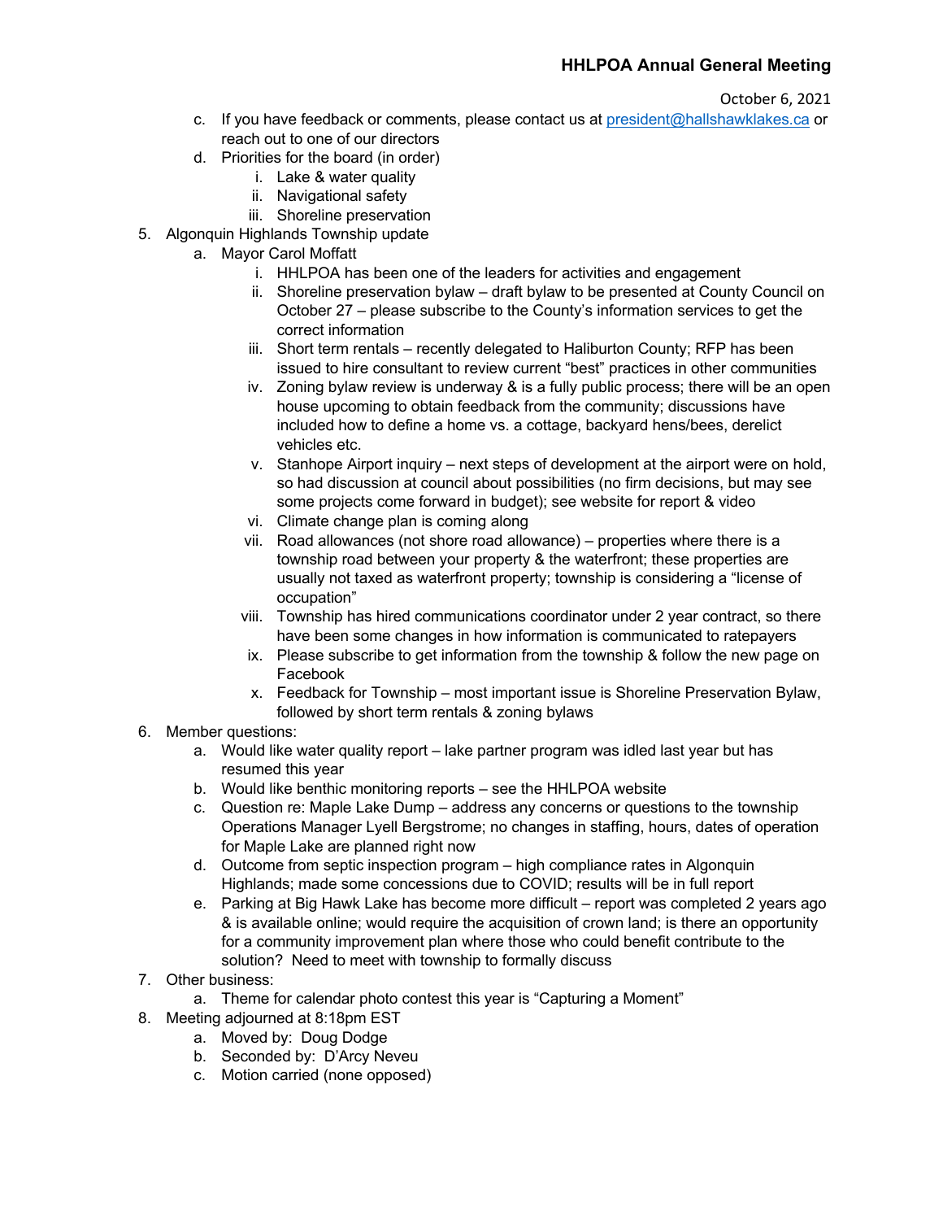c. If you have feedback or comments, please contact us at president@hallshawklakes.ca or reach out to one of our directors
d. Priorities for the board (in order)
   i. Lake & water quality
   ii. Navigational safety
   iii. Shoreline preservation

5. Algonquin Highlands Township update
   a. Mayor Carol Moffatt
      i. HHLPOA has been one of the leaders for activities and engagement
      ii. Shoreline preservation bylaw – draft bylaw to be presented at County Council on October 27 – please subscribe to the County's information services to get the correct information
      iii. Short term rentals – recently delegated to Haliburton County; RFP has been issued to hire consultant to review current "best" practices in other communities
      iv. Zoning bylaw review is underway & is a fully public process; there will be an open house upcoming to obtain feedback from the community; discussions have included how to define a home vs. a cottage, backyard hens/bees, derelict vehicles etc.
      v. Stanhope Airport inquiry – next steps of development at the airport were on hold, so had discussion at council about possibilities (no firm decisions, but may see some projects come forward in budget); see website for report & video
      vi. Climate change plan is coming along
      vii. Road allowances (not shore road allowance) – properties where there is a township road between your property & the waterfront; these properties are usually not taxed as waterfront property; township is considering a "license of occupation"
      viii. Township has hired communications coordinator under 2 year contract, so there have been some changes in how information is communicated to ratepayers
      ix. Please subscribe to get information from the township & follow the new page on Facebook
      x. Feedback for Township – most important issue is Shoreline Preservation Bylaw, followed by short term rentals & zoning bylaws

6. Member questions:
   a. Would like water quality report – lake partner program was idled last year but has resumed this year
   b. Would like benthic monitoring reports – see the HHLPOA website
   c. Question re: Maple Lake Dump – address any concerns or questions to the township Operations Manager Lyell Bergstrome; no changes in staffing, hours, dates of operation for Maple Lake are planned right now
   d. Outcome from septic inspection program – high compliance rates in Algonquin Highlands; made some concessions due to COVID; results will be in full report
   e. Parking at Big Hawk Lake has become more difficult – report was completed 2 years ago & is available online; would require the acquisition of crown land; is there an opportunity for a community improvement plan where those who could benefit contribute to the solution? Need to meet with township to formally discuss

7. Other business:
   a. Theme for calendar photo contest this year is "Capturing a Moment"

8. Meeting adjourned at 8:18pm EST
   a. Moved by: Doug Dodge
   b. Seconded by: D'Arcy Neveu
   c. Motion carried (none opposed)